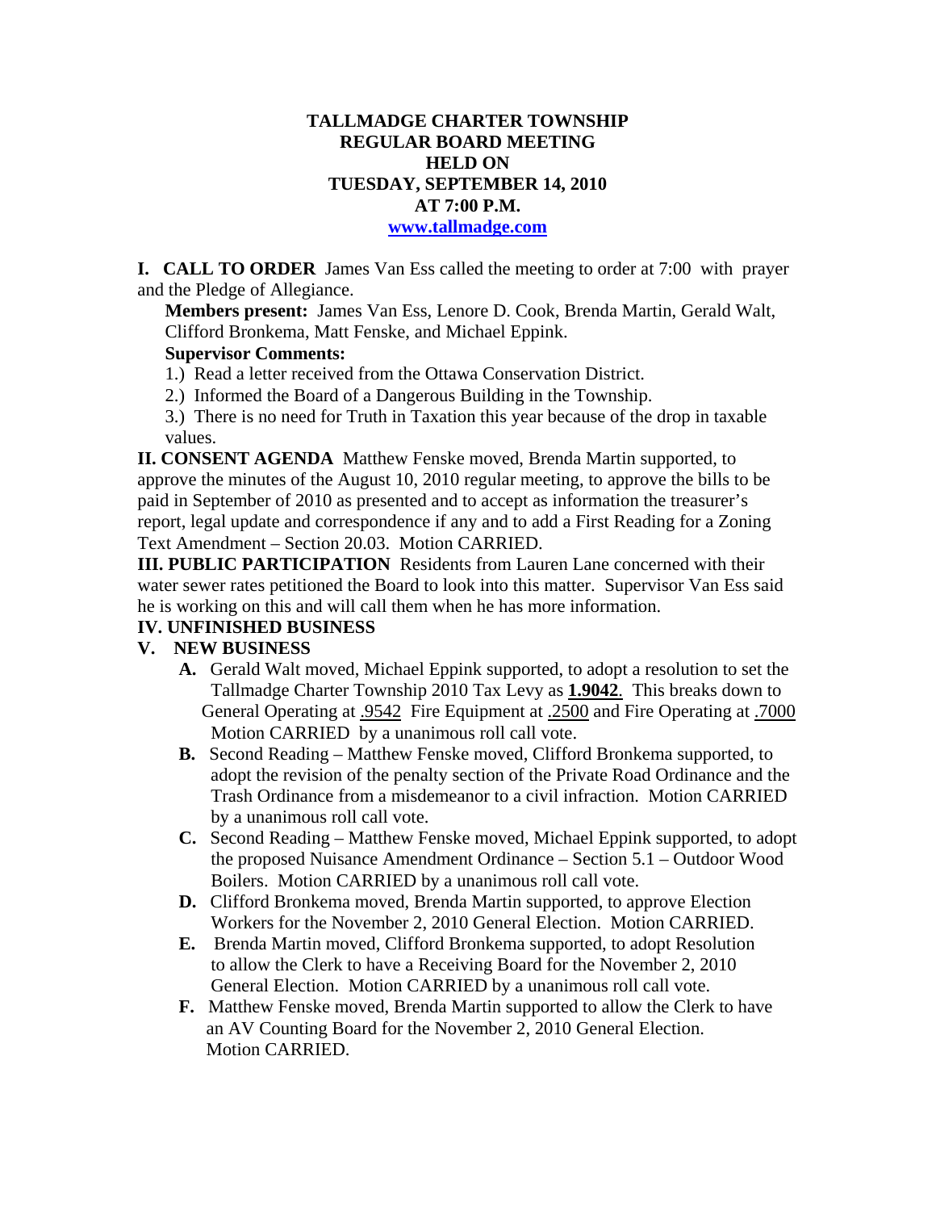# TALLMADGE CHARTER TOWNSHIP
## REGULAR BOARD MEETING
## HELD ON
## TUESDAY, SEPTEMBER 14, 2010
## AT 7:00 P.M.
### www.tallmadge.com

**I. CALL TO ORDER** James Van Ess called the meeting to order at 7:00 with prayer and the Pledge of Allegiance.

**Members present:** James Van Ess, Lenore D. Cook, Brenda Martin, Gerald Walt, Clifford Bronkema, Matt Fenske, and Michael Eppink.

**Supervisor Comments:**

1.) Read a letter received from the Ottawa Conservation District.

2.) Informed the Board of a Dangerous Building in the Township.

3.) There is no need for Truth in Taxation this year because of the drop in taxable values.

**II. CONSENT AGENDA** Matthew Fenske moved, Brenda Martin supported, to approve the minutes of the August 10, 2010 regular meeting, to approve the bills to be paid in September of 2010 as presented and to accept as information the treasurer's report, legal update and correspondence if any and to add a First Reading for a Zoning Text Amendment – Section 20.03. Motion CARRIED.

**III. PUBLIC PARTICIPATION** Residents from Lauren Lane concerned with their water sewer rates petitioned the Board to look into this matter. Supervisor Van Ess said he is working on this and will call them when he has more information.

**IV. UNFINISHED BUSINESS**

**V. NEW BUSINESS**

**A.** Gerald Walt moved, Michael Eppink supported, to adopt a resolution to set the Tallmadge Charter Township 2010 Tax Levy as **1.9042**. This breaks down to General Operating at .9542 Fire Equipment at .2500 and Fire Operating at .7000 Motion CARRIED by a unanimous roll call vote.

**B.** Second Reading – Matthew Fenske moved, Clifford Bronkema supported, to adopt the revision of the penalty section of the Private Road Ordinance and the Trash Ordinance from a misdemeanor to a civil infraction. Motion CARRIED by a unanimous roll call vote.

**C.** Second Reading – Matthew Fenske moved, Michael Eppink supported, to adopt the proposed Nuisance Amendment Ordinance – Section 5.1 – Outdoor Wood Boilers. Motion CARRIED by a unanimous roll call vote.

**D.** Clifford Bronkema moved, Brenda Martin supported, to approve Election Workers for the November 2, 2010 General Election. Motion CARRIED.

**E.** Brenda Martin moved, Clifford Bronkema supported, to adopt Resolution to allow the Clerk to have a Receiving Board for the November 2, 2010 General Election. Motion CARRIED by a unanimous roll call vote.

**F.** Matthew Fenske moved, Brenda Martin supported to allow the Clerk to have an AV Counting Board for the November 2, 2010 General Election. Motion CARRIED.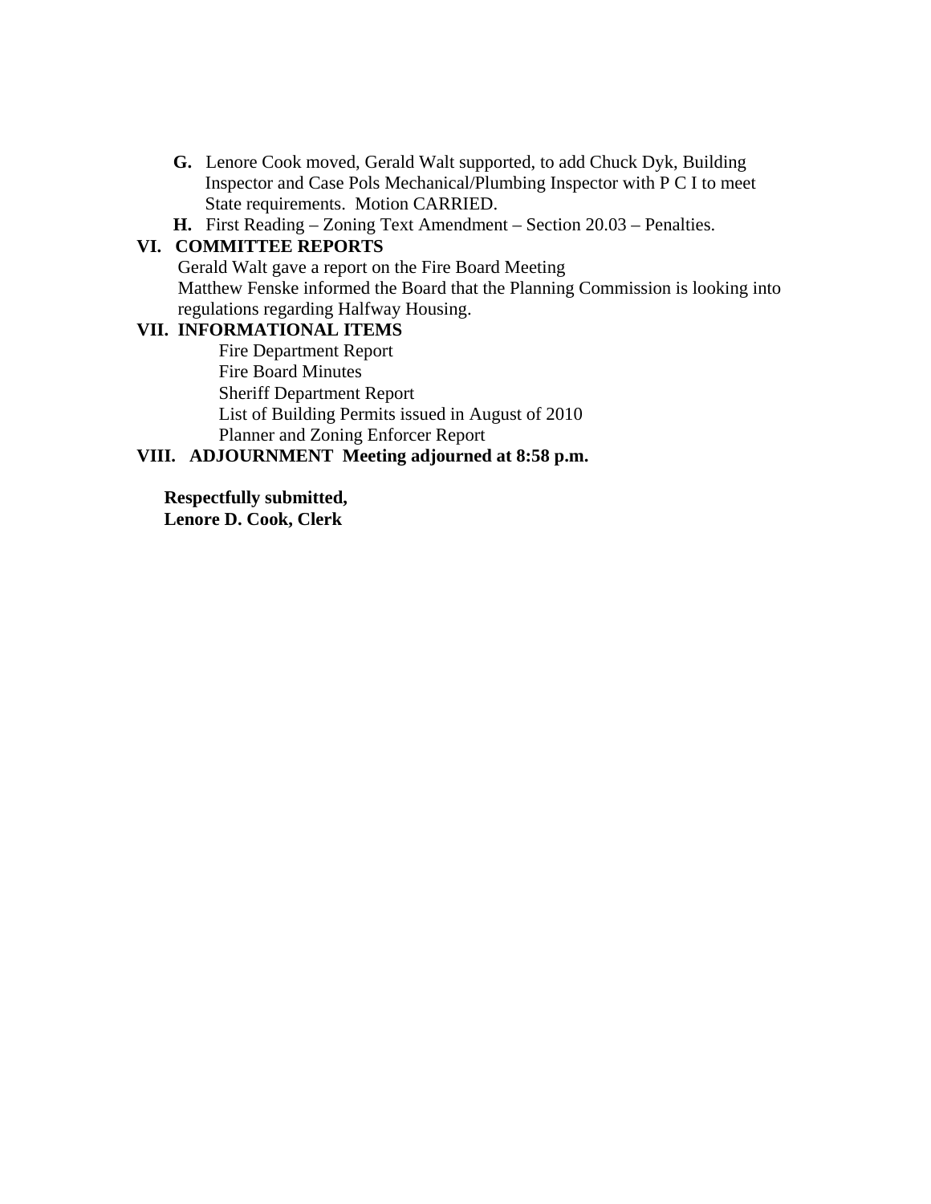**G.** Lenore Cook moved, Gerald Walt supported, to add Chuck Dyk, Building Inspector and Case Pols Mechanical/Plumbing Inspector with P C I to meet State requirements. Motion CARRIED.

**H.** First Reading – Zoning Text Amendment – Section 20.03 – Penalties.

## VI. COMMITTEE REPORTS

Gerald Walt gave a report on the Fire Board Meeting

Matthew Fenske informed the Board that the Planning Commission is looking into regulations regarding Halfway Housing.

## VII. INFORMATIONAL ITEMS

Fire Department Report
Fire Board Minutes
Sheriff Department Report
List of Building Permits issued in August of 2010
Planner and Zoning Enforcer Report

## VIII. ADJOURNMENT Meeting adjourned at 8:58 p.m.

**Respectfully submitted,**
**Lenore D. Cook, Clerk**